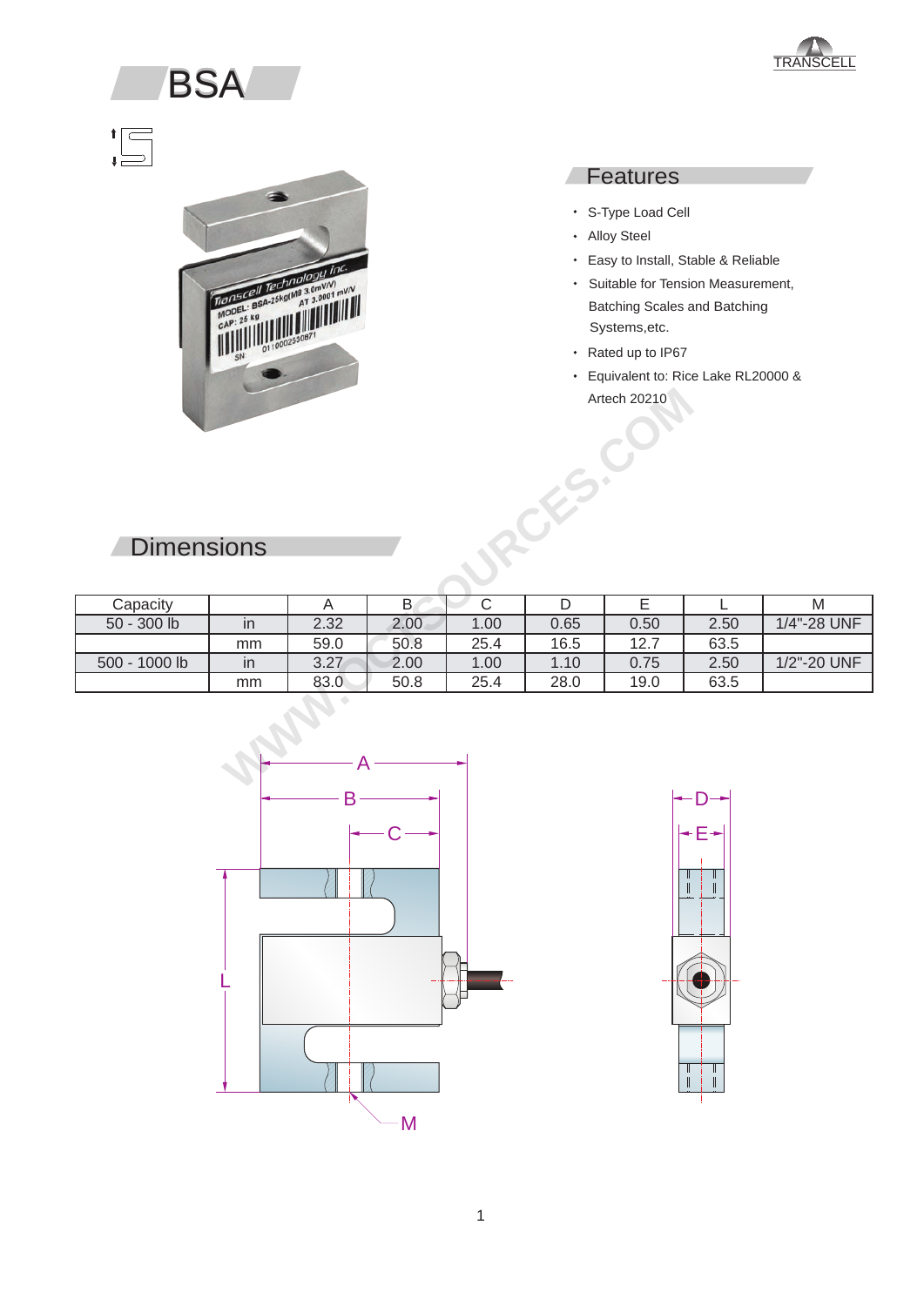# BSA

## Features

- S-Type Load Cell
- Alloy Steel
- Easy to Install, Stable & Reliable
- Suitable for Tension Measurement, Batching Scales and Batching Systems,etc.
- Rated up to IP67
- Equivalent to: Rice Lake RL20000 & Artech 20210

## Dimensions

| Capacity | | A | B | C | D | E | L | M |
|---|---|---|---|---|---|---|---|---|
| 50 - 300 lb | in | 2.32 | 2.00 | 1.00 | 0.65 | 0.50 | 2.50 | 1/4"-28 UNF |
| | mm | 59.0 | 50.8 | 25.4 | 16.5 | 12.7 | 63.5 | |
| 500 - 1000 lb | in | 3.27 | 2.00 | 1.00 | 1.10 | 0.75 | 2.50 | 1/2"-20 UNF |
| | mm | 83.0 | 50.8 | 25.4 | 28.0 | 19.0 | 63.5 | |

A
B
C
L
M
D
E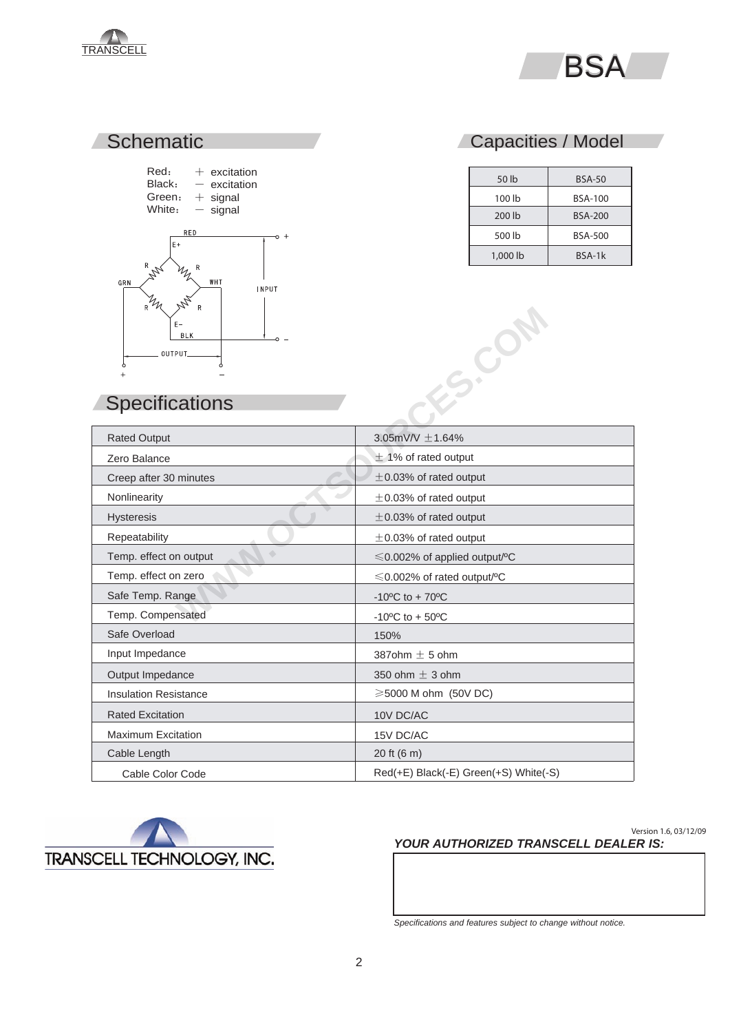TRANSCELL

# BSA

## Schematic

Red: + excitation
Black: − excitation
Green: + signal
White: − signal

RED
E+
R
R
GRN
WHT
INPUT
R
R
E−
BLK
OUTPUT
+
−
+
−

## Capacities / Model

| | |
|---|---|
| 50 lb | BSA-50 |
| 100 lb | BSA-100 |
| 200 lb | BSA-200 |
| 500 lb | BSA-500 |
| 1,000 lb | BSA-1k |

## Specifications

| | |
|---|---|
| Rated Output | 3.05mV/V ±1.64% |
| Zero Balance | ± 1% of rated output |
| Creep after 30 minutes | ±0.03% of rated output |
| Nonlinearity | ±0.03% of rated output |
| Hysteresis | ±0.03% of rated output |
| Repeatability | ±0.03% of rated output |
| Temp. effect on output | ≤0.002% of applied output/ºC |
| Temp. effect on zero | ≤0.002% of rated output/ºC |
| Safe Temp. Range | -10ºC to + 70ºC |
| Temp. Compensated | -10ºC to + 50ºC |
| Safe Overload | 150% |
| Input Impedance | 387ohm ± 5 ohm |
| Output Impedance | 350 ohm ± 3 ohm |
| Insulation Resistance | ≥5000 M ohm (50V DC) |
| Rated Excitation | 10V DC/AC |
| Maximum Excitation | 15V DC/AC |
| Cable Length | 20 ft (6 m) |
| Cable Color Code | Red(+E) Black(-E) Green(+S) White(-S) |

TRANSCELL TECHNOLOGY, INC.

Version 1.6, 03/12/09

***YOUR AUTHORIZED TRANSCELL DEALER IS:***

*Specifications and features subject to change without notice.*